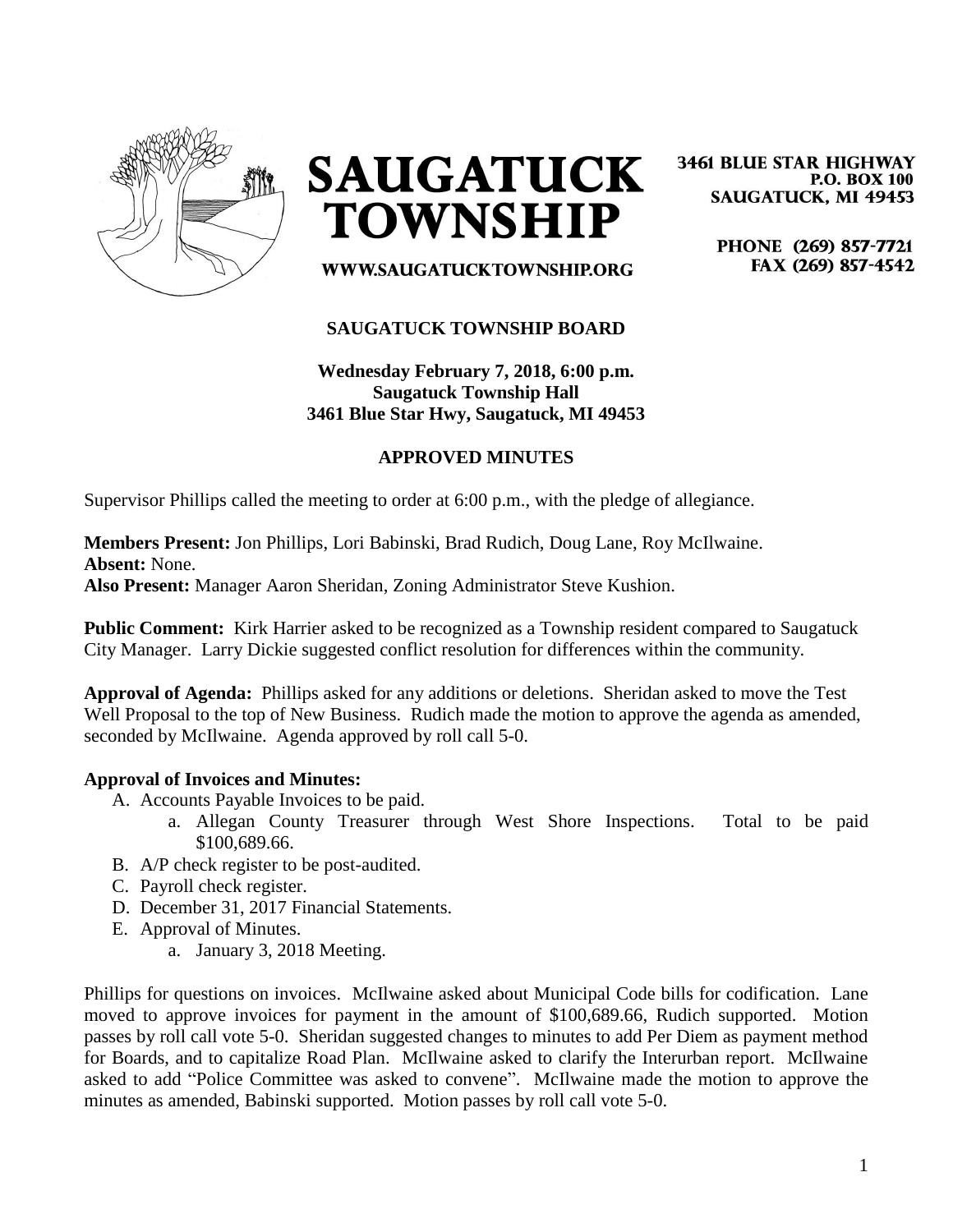**SAUGATUCK TOWNSHIP**

WWW.SAUGATUCKTOWNSHIP.ORG

3461 BLUE STAR HIGHWAY
P.O. BOX 100
SAUGATUCK, MI 49453

PHONE (269) 857-7721
FAX (269) 857-4542

**SAUGATUCK TOWNSHIP BOARD**

**Wednesday February 7, 2018, 6:00 p.m.**
**Saugatuck Township Hall**
**3461 Blue Star Hwy, Saugatuck, MI 49453**

**APPROVED MINUTES**

Supervisor Phillips called the meeting to order at 6:00 p.m., with the pledge of allegiance.

**Members Present:** Jon Phillips, Lori Babinski, Brad Rudich, Doug Lane, Roy McIlwaine.
**Absent:** None.
**Also Present:** Manager Aaron Sheridan, Zoning Administrator Steve Kushion.

**Public Comment:** Kirk Harrier asked to be recognized as a Township resident compared to Saugatuck City Manager. Larry Dickie suggested conflict resolution for differences within the community.

**Approval of Agenda:** Phillips asked for any additions or deletions. Sheridan asked to move the Test Well Proposal to the top of New Business. Rudich made the motion to approve the agenda as amended, seconded by McIlwaine. Agenda approved by roll call 5-0.

**Approval of Invoices and Minutes:**

A. Accounts Payable Invoices to be paid.
   a. Allegan County Treasurer through West Shore Inspections. Total to be paid $100,689.66.
B. A/P check register to be post-audited.
C. Payroll check register.
D. December 31, 2017 Financial Statements.
E. Approval of Minutes.
   a. January 3, 2018 Meeting.

Phillips for questions on invoices. McIlwaine asked about Municipal Code bills for codification. Lane moved to approve invoices for payment in the amount of $100,689.66, Rudich supported. Motion passes by roll call vote 5-0. Sheridan suggested changes to minutes to add Per Diem as payment method for Boards, and to capitalize Road Plan. McIlwaine asked to clarify the Interurban report. McIlwaine asked to add "Police Committee was asked to convene". McIlwaine made the motion to approve the minutes as amended, Babinski supported. Motion passes by roll call vote 5-0.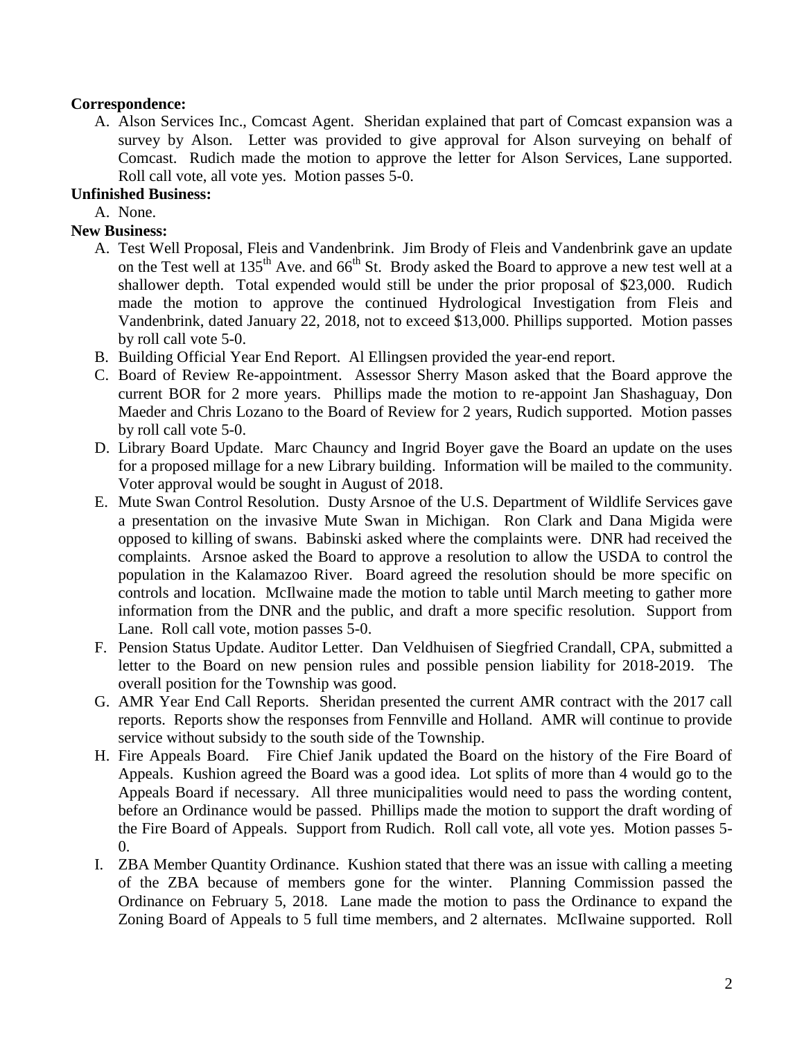**Correspondence:**

A. Alson Services Inc., Comcast Agent. Sheridan explained that part of Comcast expansion was a survey by Alson. Letter was provided to give approval for Alson surveying on behalf of Comcast. Rudich made the motion to approve the letter for Alson Services, Lane supported. Roll call vote, all vote yes. Motion passes 5-0.

**Unfinished Business:**

A. None.

**New Business:**

A. Test Well Proposal, Fleis and Vandenbrink. Jim Brody of Fleis and Vandenbrink gave an update on the Test well at 135th Ave. and 66th St. Brody asked the Board to approve a new test well at a shallower depth. Total expended would still be under the prior proposal of $23,000. Rudich made the motion to approve the continued Hydrological Investigation from Fleis and Vandenbrink, dated January 22, 2018, not to exceed $13,000. Phillips supported. Motion passes by roll call vote 5-0.

B. Building Official Year End Report. Al Ellingsen provided the year-end report.

C. Board of Review Re-appointment. Assessor Sherry Mason asked that the Board approve the current BOR for 2 more years. Phillips made the motion to re-appoint Jan Shashaguay, Don Maeder and Chris Lozano to the Board of Review for 2 years, Rudich supported. Motion passes by roll call vote 5-0.

D. Library Board Update. Marc Chauncy and Ingrid Boyer gave the Board an update on the uses for a proposed millage for a new Library building. Information will be mailed to the community. Voter approval would be sought in August of 2018.

E. Mute Swan Control Resolution. Dusty Arsnoe of the U.S. Department of Wildlife Services gave a presentation on the invasive Mute Swan in Michigan. Ron Clark and Dana Migida were opposed to killing of swans. Babinski asked where the complaints were. DNR had received the complaints. Arsnoe asked the Board to approve a resolution to allow the USDA to control the population in the Kalamazoo River. Board agreed the resolution should be more specific on controls and location. McIlwaine made the motion to table until March meeting to gather more information from the DNR and the public, and draft a more specific resolution. Support from Lane. Roll call vote, motion passes 5-0.

F. Pension Status Update. Auditor Letter. Dan Veldhuisen of Siegfried Crandall, CPA, submitted a letter to the Board on new pension rules and possible pension liability for 2018-2019. The overall position for the Township was good.

G. AMR Year End Call Reports. Sheridan presented the current AMR contract with the 2017 call reports. Reports show the responses from Fennville and Holland. AMR will continue to provide service without subsidy to the south side of the Township.

H. Fire Appeals Board. Fire Chief Janik updated the Board on the history of the Fire Board of Appeals. Kushion agreed the Board was a good idea. Lot splits of more than 4 would go to the Appeals Board if necessary. All three municipalities would need to pass the wording content, before an Ordinance would be passed. Phillips made the motion to support the draft wording of the Fire Board of Appeals. Support from Rudich. Roll call vote, all vote yes. Motion passes 5-0.

I. ZBA Member Quantity Ordinance. Kushion stated that there was an issue with calling a meeting of the ZBA because of members gone for the winter. Planning Commission passed the Ordinance on February 5, 2018. Lane made the motion to pass the Ordinance to expand the Zoning Board of Appeals to 5 full time members, and 2 alternates. McIlwaine supported. Roll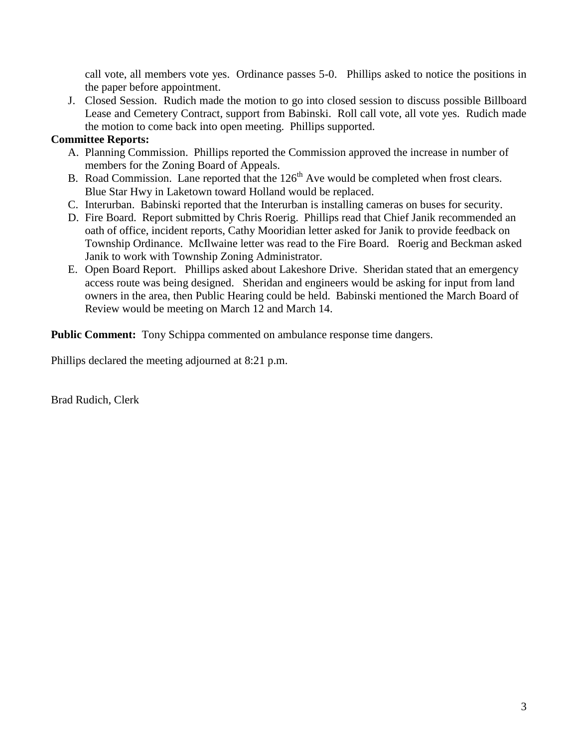call vote, all members vote yes. Ordinance passes 5-0. Phillips asked to notice the positions in the paper before appointment.

J. Closed Session. Rudich made the motion to go into closed session to discuss possible Billboard Lease and Cemetery Contract, support from Babinski. Roll call vote, all vote yes. Rudich made the motion to come back into open meeting. Phillips supported.

**Committee Reports:**

A. Planning Commission. Phillips reported the Commission approved the increase in number of members for the Zoning Board of Appeals.
B. Road Commission. Lane reported that the 126th Ave would be completed when frost clears. Blue Star Hwy in Laketown toward Holland would be replaced.
C. Interurban. Babinski reported that the Interurban is installing cameras on buses for security.
D. Fire Board. Report submitted by Chris Roerig. Phillips read that Chief Janik recommended an oath of office, incident reports, Cathy Mooridian letter asked for Janik to provide feedback on Township Ordinance. McIlwaine letter was read to the Fire Board. Roerig and Beckman asked Janik to work with Township Zoning Administrator.
E. Open Board Report. Phillips asked about Lakeshore Drive. Sheridan stated that an emergency access route was being designed. Sheridan and engineers would be asking for input from land owners in the area, then Public Hearing could be held. Babinski mentioned the March Board of Review would be meeting on March 12 and March 14.

**Public Comment:** Tony Schippa commented on ambulance response time dangers.

Phillips declared the meeting adjourned at 8:21 p.m.

Brad Rudich, Clerk